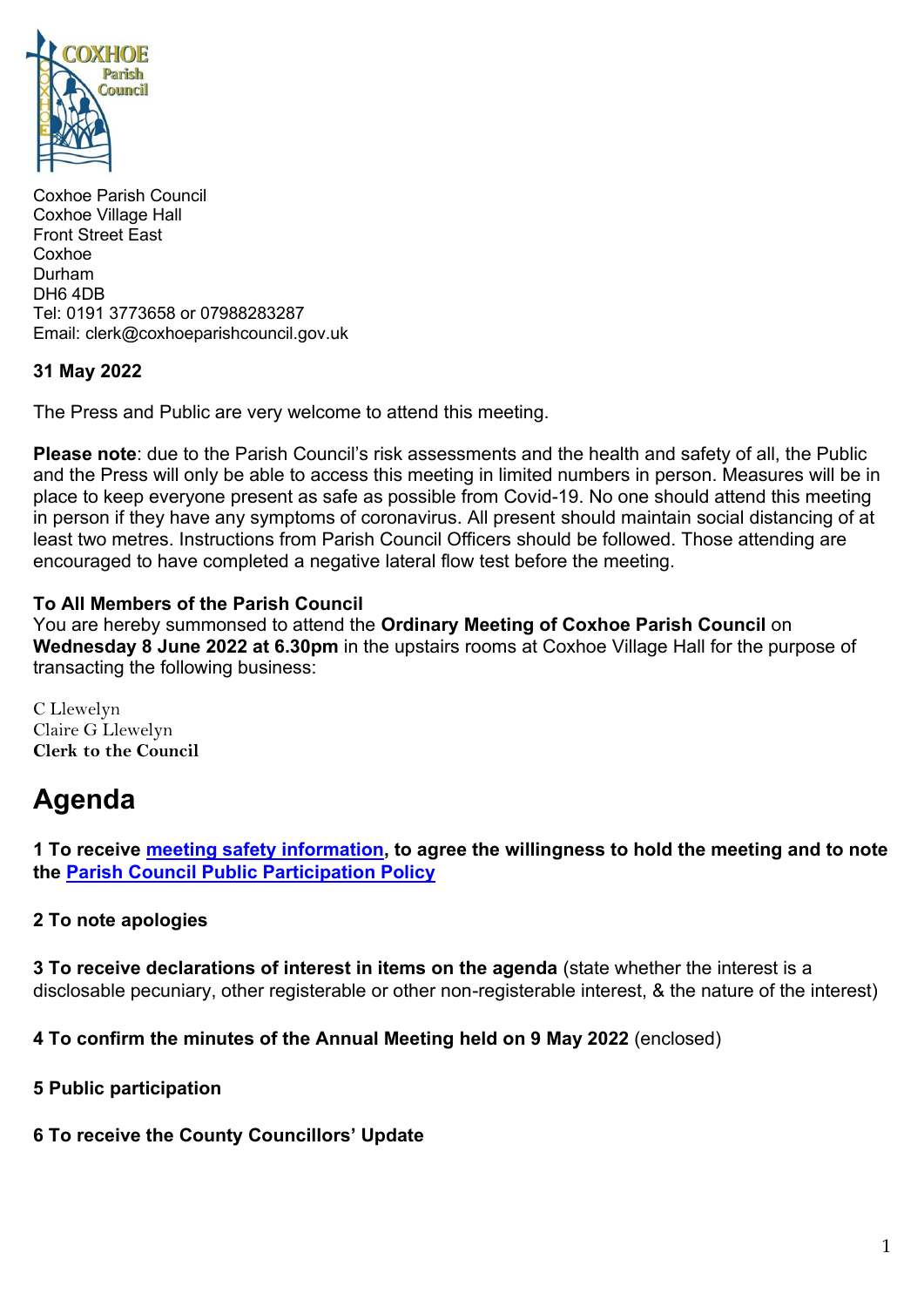Coxhoe Parish Council
Coxhoe Village Hall
Front Street East
Coxhoe
Durham
DH6 4DB
Tel: 0191 3773658 or 07988283287
Email: clerk@coxhoeparishcouncil.gov.uk

**31 May 2022**

The Press and Public are very welcome to attend this meeting.

**Please note**: due to the Parish Council's risk assessments and the health and safety of all, the Public and the Press will only be able to access this meeting in limited numbers in person. Measures will be in place to keep everyone present as safe as possible from Covid-19. No one should attend this meeting in person if they have any symptoms of coronavirus. All present should maintain social distancing of at least two metres. Instructions from Parish Council Officers should be followed. Those attending are encouraged to have completed a negative lateral flow test before the meeting.

**To All Members of the Parish Council**
You are hereby summonsed to attend the **Ordinary Meeting of Coxhoe Parish Council** on **Wednesday 8 June 2022 at 6.30pm** in the upstairs rooms at Coxhoe Village Hall for the purpose of transacting the following business:

C Llewelyn
Claire G Llewelyn
**Clerk to the Council**

# Agenda

**1 To receive meeting safety information, to agree the willingness to hold the meeting and to note the Parish Council Public Participation Policy**

**2 To note apologies**

**3 To receive declarations of interest in items on the agenda** (state whether the interest is a disclosable pecuniary, other registerable or other non-registerable interest, & the nature of the interest)

**4 To confirm the minutes of the Annual Meeting held on 9 May 2022** (enclosed)

**5 Public participation**

**6 To receive the County Councillors' Update**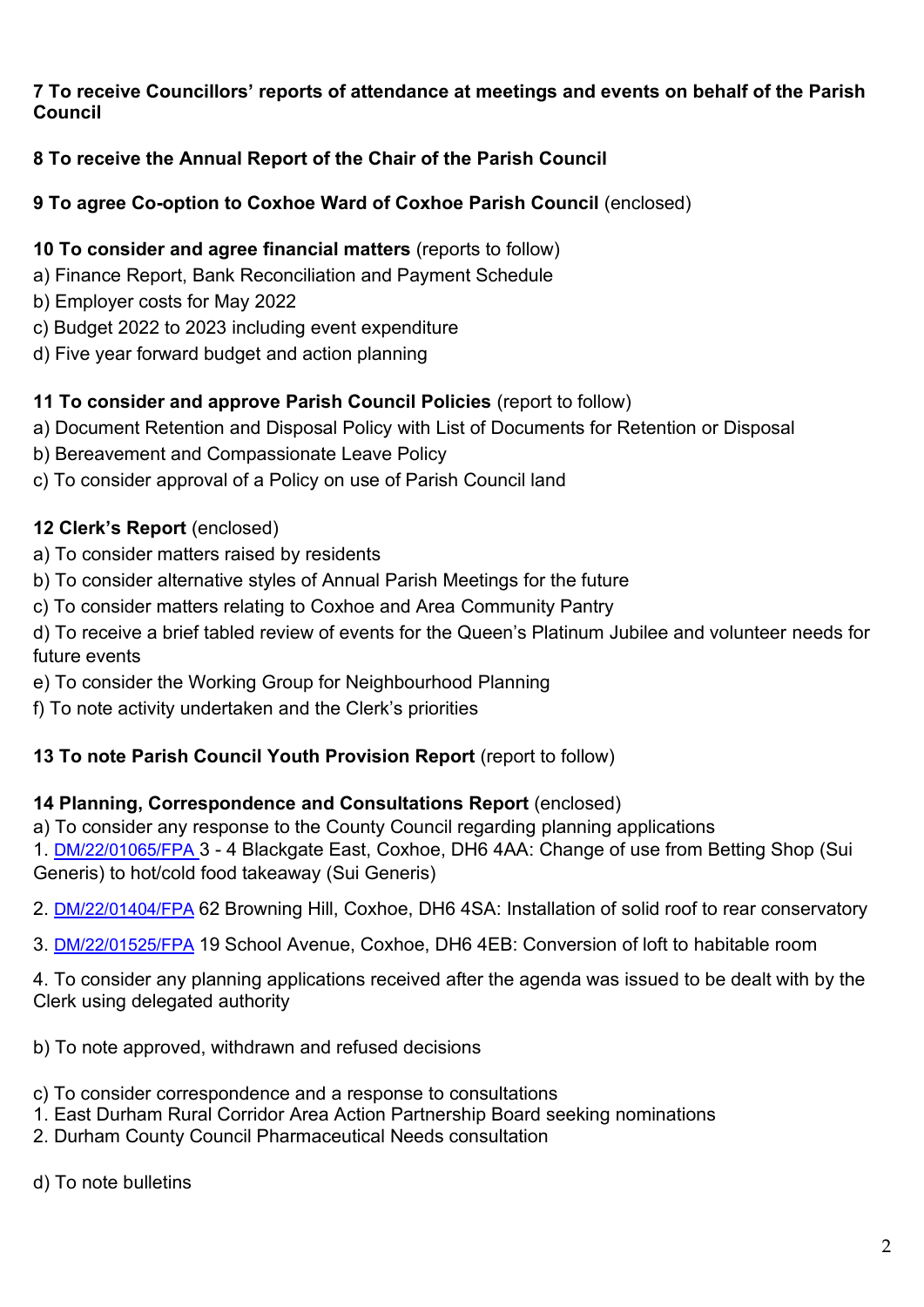**7 To receive Councillors' reports of attendance at meetings and events on behalf of the Parish Council**

**8 To receive the Annual Report of the Chair of the Parish Council**

**9 To agree Co-option to Coxhoe Ward of Coxhoe Parish Council** (enclosed)

**10 To consider and agree financial matters** (reports to follow)

a) Finance Report, Bank Reconciliation and Payment Schedule
b) Employer costs for May 2022
c) Budget 2022 to 2023 including event expenditure
d) Five year forward budget and action planning

**11 To consider and approve Parish Council Policies** (report to follow)

a) Document Retention and Disposal Policy with List of Documents for Retention or Disposal
b) Bereavement and Compassionate Leave Policy
c) To consider approval of a Policy on use of Parish Council land

**12 Clerk's Report** (enclosed)

a) To consider matters raised by residents
b) To consider alternative styles of Annual Parish Meetings for the future
c) To consider matters relating to Coxhoe and Area Community Pantry
d) To receive a brief tabled review of events for the Queen's Platinum Jubilee and volunteer needs for future events
e) To consider the Working Group for Neighbourhood Planning
f) To note activity undertaken and the Clerk's priorities

**13 To note Parish Council Youth Provision Report** (report to follow)

**14 Planning, Correspondence and Consultations Report** (enclosed)

a) To consider any response to the County Council regarding planning applications

1. DM/22/01065/FPA 3 - 4 Blackgate East, Coxhoe, DH6 4AA: Change of use from Betting Shop (Sui Generis) to hot/cold food takeaway (Sui Generis)

2. DM/22/01404/FPA 62 Browning Hill, Coxhoe, DH6 4SA: Installation of solid roof to rear conservatory

3. DM/22/01525/FPA 19 School Avenue, Coxhoe, DH6 4EB: Conversion of loft to habitable room

4. To consider any planning applications received after the agenda was issued to be dealt with by the Clerk using delegated authority

b) To note approved, withdrawn and refused decisions

c) To consider correspondence and a response to consultations

1. East Durham Rural Corridor Area Action Partnership Board seeking nominations
2. Durham County Council Pharmaceutical Needs consultation

d) To note bulletins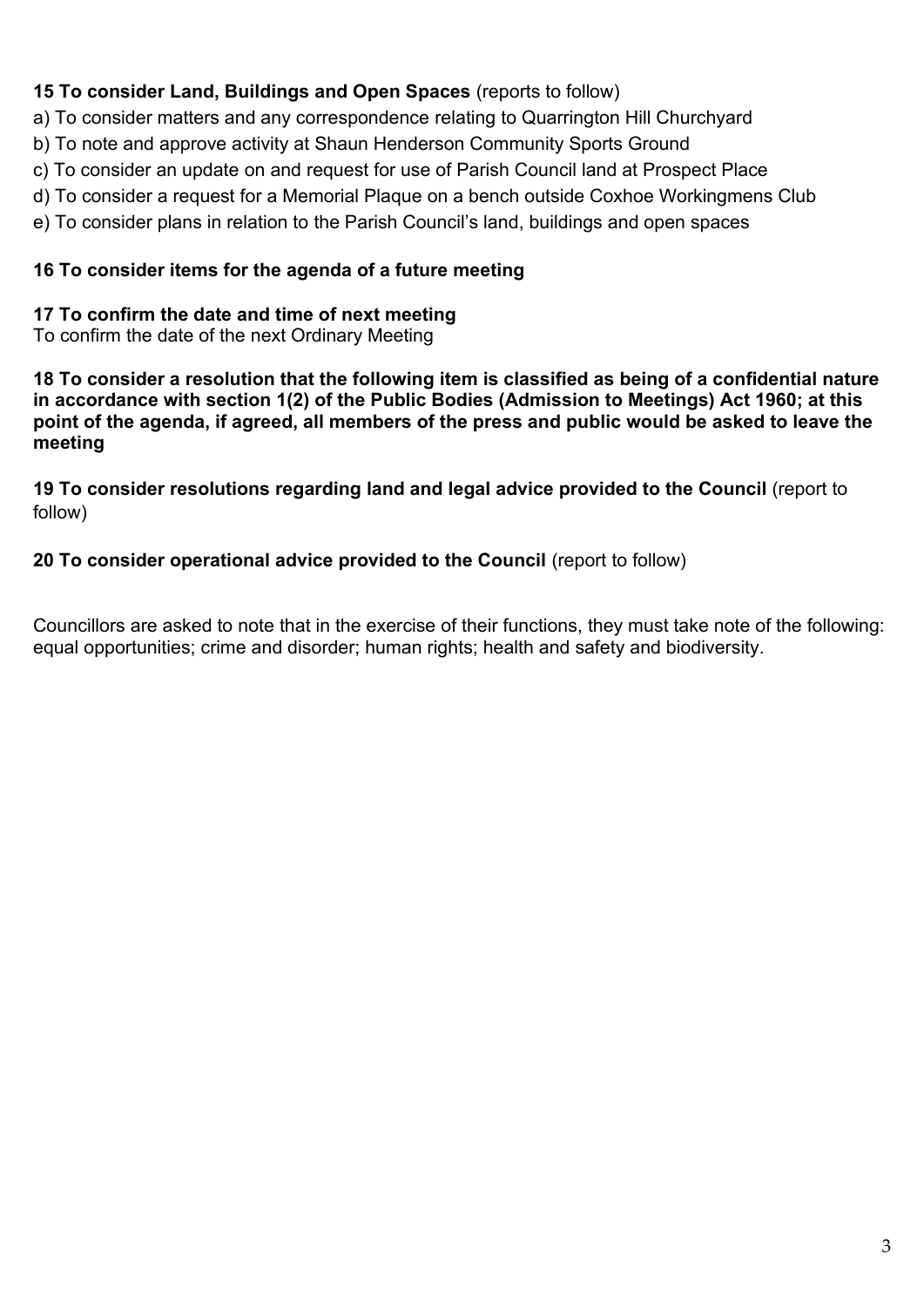**15 To consider Land, Buildings and Open Spaces** (reports to follow)

a) To consider matters and any correspondence relating to Quarrington Hill Churchyard

b) To note and approve activity at Shaun Henderson Community Sports Ground

c) To consider an update on and request for use of Parish Council land at Prospect Place

d) To consider a request for a Memorial Plaque on a bench outside Coxhoe Workingmens Club

e) To consider plans in relation to the Parish Council's land, buildings and open spaces

**16 To consider items for the agenda of a future meeting**

**17 To confirm the date and time of next meeting**

To confirm the date of the next Ordinary Meeting

**18 To consider a resolution that the following item is classified as being of a confidential nature in accordance with section 1(2) of the Public Bodies (Admission to Meetings) Act 1960; at this point of the agenda, if agreed, all members of the press and public would be asked to leave the meeting**

**19 To consider resolutions regarding land and legal advice provided to the Council** (report to follow)

**20 To consider operational advice provided to the Council** (report to follow)

Councillors are asked to note that in the exercise of their functions, they must take note of the following: equal opportunities; crime and disorder; human rights; health and safety and biodiversity.